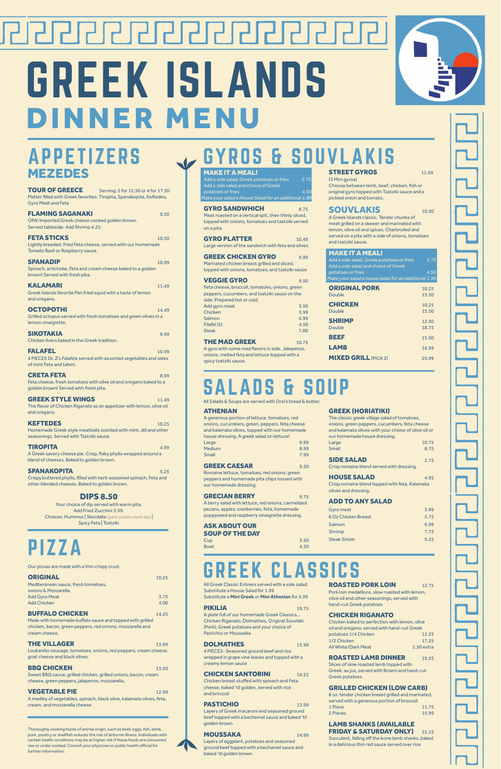# GREEK ISLANDS

## DINNER MENU

## APPETIZERS
### MEZEDES

**TOUR OF GREECE** Serving: 2 for 12.50 or 4 for 17.50
Platter filled with Greek favorites: Tiropita, Spanakopita, Keftedes, Gyro Meat and Feta

**FLAMING SAGANAKI** 9.50
OPA! Imported Greek cheese cooked golden brown. Served tableside. Add Shrimp 4.25.

**FETA STICKS** 10.50
Lightly breaded, fried Feta cheese, served with our homemade Tomato Basil or Raspberry sauce.

**SPANADIP** 10.99
Spinach, artichoke, Feta and cream cheese baked to a golden brown! Served with fresh pita.

**KALAMARI** 11.49
Greek Islands favorite Pan fried squid with a taste of lemon and oregano.

**OCTOPOTHI** 14.49
Grilled octopus served with fresh tomatoes and green olives in a lemon vinaigrette.

**SIKOTAKIA** 9.99
Chicken livers baked in the Greek tradition.

**FALAFEL** 10.99
4 PIECES Dr. Z's Falafels served with assorted vegetables and sides of mint Feta and tahini.

**CRETA FETA** 8.99
Feta cheese, fresh tomatoes with olive oil and oregano baked to a golden brown! Served with fresh pita.

**GREEK STYLE WINGS** 11.49
The flavor of Chicken Riganato as an appetizer with lemon, olive oil and oregano.

**KEFTEDES** 10.25
Homemade Greek style meatballs scented with mint, dill and other seasonings. Served with Tzatziki sauce.

**TIROPITA** 4.99
A Greek savory cheese pie. Crisp, flaky phyllo wrapped around a blend of cheeses. Baked to golden brown.

**SPANAKOPITA** 5.25
Crispy buttered phyllo, filled with herb seasoned spinach, Feta and other blended cheeses. Baked to golden brown.

**DIPS 8.50**
Your choice of dip served with warm pita.
Add Fried Zucchini 3.99.
Choices: Hummus | Skordalia (garlic potato mash dip) | Spicy Feta | Tzatziki

## PIZZA

Our pizzas are made with a thin crispy crust.

**ORIGINAL** 10.25
Mediterranean sauce, fresh tomatoes, onions & Mozzarella.
Add Gyro Meat 3.75
Add Chicken 4.00

**BUFFALO CHICKEN** 14.25
Made with homemade buffalo sauce and topped with grilled chicken, bacon, green peppers, red onions, mozzarella and cream cheese.

**THE VILLAGER** 13.99
Loukaniko sausage, tomatoes, onions, red peppers, cream cheese, goat cheese and black olives.

**BBQ CHICKEN** 13.50
Sweet BBQ sauce, grilled chicken, grilled onions, bacon, cream cheese, green peppers, jalapenos, mozzarella,

**VEGETABLE PIE** 12.99
A medley of vegetables, spinach, black olive, kalamata olives, feta, cream, and mozzarella cheese

Thoroughly cooking foods of animal origin, such as beef, eggs, fish, lamb, pork, poultry or shellfish reduces the risk of airborne illness. Individuals with certain health conditions may be at higher risk if these foods are consumed raw or under cooked. Consult your physician or public health official for further information.

## GYROS & SOUVLAKIS

**MAKE IT A MEAL!**
Add a side salad, Greek potatoes or fries 2.75
Add a side salad and choice of Greek potatoes or fries 4.50
*Make your salad a House Salad for an additional 1.99*

**GYRO SANDWICH** 8.75
Meat roasted on a vertical spit, then thinly sliced, topped with onions, tomatoes and tzatziki served on a pita.

**GYRO PLATTER** 10.49
Large version of the sandwich with feta and olives

**GREEK CHICKEN GYRO** 9.99
Marinated chicken breast grilled and sliced, topped with onions, tomatoes, and tzatziki sauce

**VEGGIE GYRO** 9.50
Feta cheese, broccoli, tomatoes, onions, green peppers, cucumbers, and tzatziki sauce on the side. Prepared hot or cold.

| Add | |
|---|---|
| Add gyro meat | 3.50 |
| Chicken | 3.99 |
| Salmon | 6.99 |
| Filafel (2) | 4.50 |
| Steak | 7.00 |

**THE MAD GREEK** 10.75
A gyro with some mad flavors in side. Jalepenos, onions, melted feta and lettuce topped with a spicy tzatziki sauce.

**STREET GYROS** 11.99
(3 Mini gyros)
Choose between lamb, beef, chicken, fish or original gyro topped with Tzatziki sauce and a pickled onion and tomato.

**SOUVLAKIS** 10.50
A Greek Islands classic. Tender chunks of meat grilled on a skewer and marinated with lemon, olive oil and spices. Charbroiled and served on a pita with a side of onions, tomatoes and tzatziki sauce.

**MAKE IT A MEAL!**
Add a side salad, Greek potatoes or fries 2.75
Add a side salad and choice of Greek potatoes or fries 4.50
*Make your salad a house salad for an additional 1.99*

| Item | Price |
|---|---|
| **ORIGINAL PORK** | 10.25 |
| Double | 15.50 |
| **CHICKEN** | 10.25 |
| Double | 15.50 |
| **SHRIMP** | 12.50 |
| Double | 18.75 |
| **BEEF** | 15.50 |
| **LAMB** | 16.99 |
| **MIXED GRILL** (PICK 2) | 25.99 |

## SALADS & SOUP

All Salads & Soups are served with Orsi's bread & butter.

**ATHENIAN**
A generous portion of lettuce, tomatoes, red onions, cucumbers, green, peppers, feta cheese and kalamata olives, topped with our homemade house dressing. A greek salad on lettuce!

| Size | Price |
|---|---|
| Large | 9.99 |
| Medium | 8.99 |
| Small | 7.99 |

**GREEK CAESAR** 9.50
Romaine lettuce, tomatoes, red onions, green peppers and homemade pita chips tossed with our homemade dressing.

**GRECIAN BERRY** 9.75
A berry salad with lettuce, red onions, carmelized pecans, apples, cranberries, feta, homemade poppyseed and raspberry vinaigrette dressing.

**ASK ABOUT OUR SOUP OF THE DAY**

| Size | Price |
|---|---|
| Cup | 3.50 |
| Bowl | 4.50 |

**GREEK (HORIATIKI)**
The classic greek village salad of tomatoes, onions, green peppers, cucumbers, feta cheese and kalamata olives with your choice of olive oil or our homemade house dressing.

| Size | Price |
|---|---|
| Large | 10.75 |
| Small | 8.75 |

**SIDE SALAD** 2.75
Crisp romaine blend served with dressing.

**HOUSE SALAD** 4.95
Crisp romaine blend topped with feta, Kalamata olives and dressing.

**ADD TO ANY SALAD**

| Item | Price |
|---|---|
| Gyro meat | 3.99 |
| 8 Oz Chicken Breast | 5.75 |
| Salmon | 6.99 |
| Shrimp | 7.75 |
| Steak Sirloin | 9.25 |

## GREEK CLASSICS

All Greek Classic Entrees served with a side salad.
Substitute a House Salad for 1.99
Substitute a **Mini Greek** or **Mini Athenian** for 5.99

**PIKILIA** 19.75
A plate full of our homemade Greek Classics... Chicken Riganato, Dolmathes, Original Souvlaki (Pork), Greek potatoes and your choice of Pastichio or Moussaka

**DOLMATHES** 13.99
4 PIECES- Seasoned ground beef and rice wrapped in grape vine leaves and topped with a creamy lemon sauce

**CHICKEN SANTORINI** 14.25
Chicken breast stuffed with spinach and Feta cheese, baked 'til golden, served with rice and broccoli

**PASTICHIO** 13.99
Layers of Greek macaroni and seasoned ground beef topped with a bechamel sauce and baked 'til golden brown

**MOUSSAKA** 14.99
Layers of eggplant, potatoes and seasoned ground beef topped with a bechamel sauce and baked 'til golden brown

**ROASTED PORK LOIN** 12.75
Pork loin medallions, slow roasted with lemon, olive oil and other seasonings, served with hand-cut Greek potatoes

**CHICKEN RIGANATO**
Chicken baked to perfection with lemon, olive oil and oregano, served with hand-cut Greek potatoes

| Portion | Price |
|---|---|
| 1/4 Chicken | 12.25 |
| 1/2 Chicken | 17.25 |
| All White/Dark Meat | 2.50 extra |

**ROASTED LAMB DINNER** 19.25
Slices of slow roasted lamb topped with Greek, au jus, served with Briami and hand-cut Greek potatoes

**GRILLED CHICKEN (LOW CARB)**
8 oz. tender chicken breast grilled and marinated, served with a generous portion of broccoli

| Portion | Price |
|---|---|
| 1 Piece | 11.75 |
| 2 Pieces | 15.99 |

**LAMB SHANKS (AVAILABLE FRIDAY & SATURDAY ONLY)** 22.25
Succulent, falling off the bone lamb shanks, baked in a delicious thin red sauce served over rice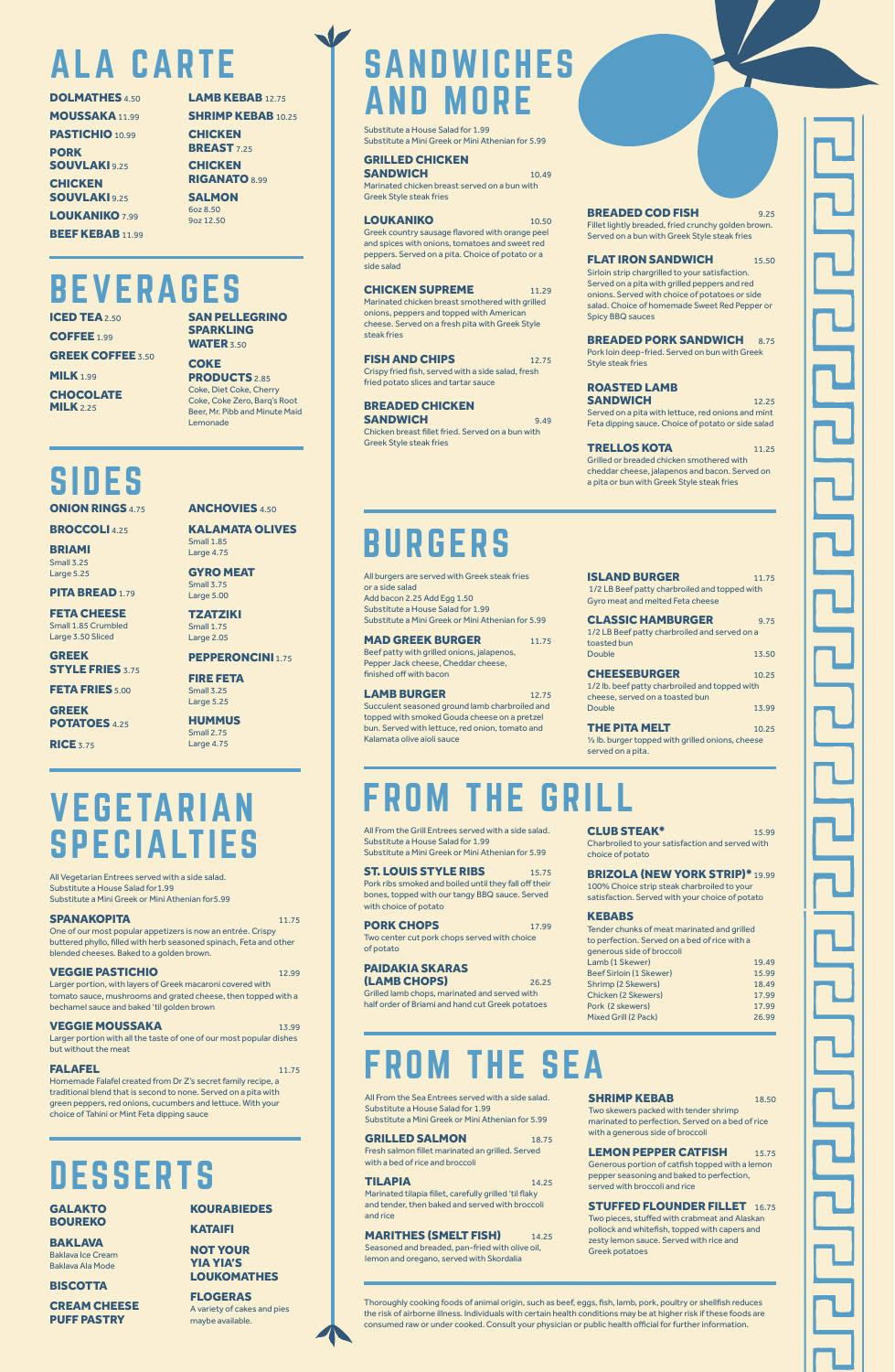# ALA CARTE

**DOLMATHES** 4.50

**MOUSSAKA** 11.99

**PASTICHIO** 10.99

**PORK SOUVLAKI** 9.25

**CHICKEN SOUVLAKI** 9.25

**LOUKANIKO** 7.99

**BEEF KEBAB** 11.99

**LAMB KEBAB** 12.75

**SHRIMP KEBAB** 10.25

**CHICKEN BREAST** 7.25

**CHICKEN RIGANATO** 8.99

**SALMON**
6oz 8.50
9oz 12.50

# BEVERAGES

**ICED TEA** 2.50

**COFFEE** 1.99

**GREEK COFFEE** 3.50

**MILK** 1.99

**CHOCOLATE MILK** 2.25

**SAN PELLEGRINO SPARKLING WATER** 3.50

**COKE PRODUCTS** 2.85
Coke, Diet Coke, Cherry Coke, Coke Zero, Barq's Root Beer, Mr. Pibb and Minute Maid Lemonade

# SIDES

**ONION RINGS** 4.75

**BROCCOLI** 4.25

**BRIAMI**
Small 3.25
Large 5.25

**PITA BREAD** 1.79

**FETA CHEESE**
Small 1.85 Crumbled
Large 3.50 Sliced

**GREEK STYLE FRIES** 3.75

**FETA FRIES** 5.00

**GREEK POTATOES** 4.25

**RICE** 3.75

**ANCHOVIES** 4.50

**KALAMATA OLIVES**
Small 1.85
Large 4.75

**GYRO MEAT**
Small 3.75
Large 5.00

**TZATZIKI**
Small 1.75
Large 2.05

**PEPPERONCINI** 1.75

**FIRE FETA**
Small 3.25
Large 5.25

**HUMMUS**
Small 2.75
Large 4.75

# VEGETARIAN SPECIALTIES

All Vegetarian Entrees served with a side salad.
Substitute a House Salad for1.99
Substitute a Mini Greek or Mini Athenian for5.99

**SPANAKOPITA** 11.75
One of our most popular appetizers is now an entrée. Crispy buttered phyllo, filled with herb seasoned spinach, Feta and other blended cheeses. Baked to a golden brown.

**VEGGIE PASTICHIO** 12.99
Larger portion, with layers of Greek macaroni covered with tomato sauce, mushrooms and grated cheese, then topped with a bechamel sauce and baked 'til golden brown

**VEGGIE MOUSSAKA** 13.99
Larger portion with all the taste of one of our most popular dishes but without the meat

**FALAFEL** 11.75
Homemade Falafel created from Dr Z's secret family recipe, a traditional blend that is second to none. Served on a pita with green peppers, red onions, cucumbers and lettuce. With your choice of Tahini or Mint Feta dipping sauce

# DESSERTS

**GALAKTO BOUREKO**

**BAKLAVA**
Baklava Ice Cream
Baklava Ala Mode

**BISCOTTA**

**CREAM CHEESE PUFF PASTRY**

**KOURABIEDES**

**KATAIFI**

**NOT YOUR YIA YIA'S LOUKOMATHES**

**FLOGERAS**
A variety of cakes and pies maybe available.

# SANDWICHES AND MORE

Substitute a House Salad for 1.99
Substitute a Mini Greek or Mini Athenian for 5.99

**GRILLED CHICKEN SANDWICH** 10.49
Marinated chicken breast served on a bun with Greek Style steak fries

**LOUKANIKO** 10.50
Greek country sausage flavored with orange peel and spices with onions, tomatoes and sweet red peppers. Served on a pita. Choice of potato or a side salad

**CHICKEN SUPREME** 11.29
Marinated chicken breast smothered with grilled onions, peppers and topped with American cheese. Served on a fresh pita with Greek Style steak fries

**FISH AND CHIPS** 12.75
Crispy fried fish, served with a side salad, fresh fried potato slices and tartar sauce

**BREADED CHICKEN SANDWICH** 9.49
Chicken breast fillet fried. Served on a bun with Greek Style steak fries

**BREADED COD FISH** 9.25
Fillet lightly breaded, fried crunchy golden brown. Served on a bun with Greek Style steak fries

**FLAT IRON SANDWICH** 15.50
Sirloin strip chargrilled to your satisfaction. Served on a pita with grilled peppers and red onions. Served with choice of potatoes or side salad. Choice of homemade Sweet Red Pepper or Spicy BBQ sauces

**BREADED PORK SANDWICH** 8.75
Pork loin deep-fried. Served on bun with Greek Style steak fries

**ROASTED LAMB SANDWICH** 12.25
Served on a pita with lettuce, red onions and mint Feta dipping sauce. Choice of potato or side salad

**TRELLOS KOTA** 11.25
Grilled or breaded chicken smothered with cheddar cheese, jalapenos and bacon. Served on a pita or bun with Greek Style steak fries

# BURGERS

All burgers are served with Greek steak fries or a side salad
Add bacon 2.25 Add Egg 1.50
Substitute a House Salad for 1.99
Substitute a Mini Greek or Mini Athenian for 5.99

**MAD GREEK BURGER** 11.75
Beef patty with grilled onions, jalapenos, Pepper Jack cheese, Cheddar cheese, finished off with bacon

**LAMB BURGER** 12.75
Succulent seasoned ground lamb charbroiled and topped with smoked Gouda cheese on a pretzel bun. Served with lettuce, red onion, tomato and Kalamata olive aioli sauce

**ISLAND BURGER** 11.75
1/2 LB Beef patty charbroiled and topped with Gyro meat and melted Feta cheese

**CLASSIC HAMBURGER** 9.75
1/2 LB Beef patty charbroiled and served on a toasted bun
Double 13.50

**CHEESEBURGER** 10.25
1/2 lb. beef patty charbroiled and topped with cheese, served on a toasted bun
Double 13.99

**THE PITA MELT** 10.25
½ lb. burger topped with grilled onions, cheese served on a pita.

# FROM THE GRILL

All From the Grill Entrees served with a side salad.
Substitute a House Salad for 1.99
Substitute a Mini Greek or Mini Athenian for 5.99

**ST. LOUIS STYLE RIBS** 15.75
Pork ribs smoked and boiled until they fall off their bones, topped with our tangy BBQ sauce. Served with choice of potato

**PORK CHOPS** 17.99
Two center cut pork chops served with choice of potato

**PAIDAKIA SKARAS (LAMB CHOPS)** 26.25
Grilled lamb chops, marinated and served with half order of Briami and hand cut Greek potatoes

**CLUB STEAK*** 15.99
Charbroiled to your satisfaction and served with choice of potato

**BRIZOLA (NEW YORK STRIP)*** 19.99
100% Choice strip steak charbroiled to your satisfaction. Served with your choice of potato

**KEBABS**
Tender chunks of meat marinated and grilled to perfection. Served on a bed of rice with a generous side of broccoli

| | |
|---|---|
| Lamb (1 Skewer) | 19.49 |
| Beef Sirloin (1 Skewer) | 15.99 |
| Shrimp (2 Skewers) | 18.49 |
| Chicken (2 Skewers) | 17.99 |
| Pork (2 skewers) | 17.99 |
| Mixed Grill (2 Pack) | 26.99 |

# FROM THE SEA

All From the Sea Entrees served with a side salad.
Substitute a House Salad for 1.99
Substitute a Mini Greek or Mini Athenian for 5.99

**GRILLED SALMON** 18.75
Fresh salmon fillet marinated an grilled. Served with a bed of rice and broccoli

**TILAPIA** 14.25
Marinated tilapia fillet, carefully grilled 'til flaky and tender, then baked and served with broccoli and rice

**MARITHES (SMELT FISH)** 14.25
Seasoned and breaded, pan-fried with olive oil, lemon and oregano, served with Skordalia

**SHRIMP KEBAB** 18.50
Two skewers packed with tender shrimp marinated to perfection. Served on a bed of rice with a generous side of broccoli

**LEMON PEPPER CATFISH** 15.75
Generous portion of catfish topped with a lemon pepper seasoning and baked to perfection, served with broccoli and rice

**STUFFED FLOUNDER FILLET** 16.75
Two pieces, stuffed with crabmeat and Alaskan pollock and whitefish, topped with capers and zesty lemon sauce. Served with rice and Greek potatoes

Thoroughly cooking foods of animal origin, such as beef, eggs, fish, lamb, pork, poultry or shellfish reduces the risk of airborne illness. Individuals with certain health conditions may be at higher risk if these foods are consumed raw or under cooked. Consult your physician or public health official for further information.